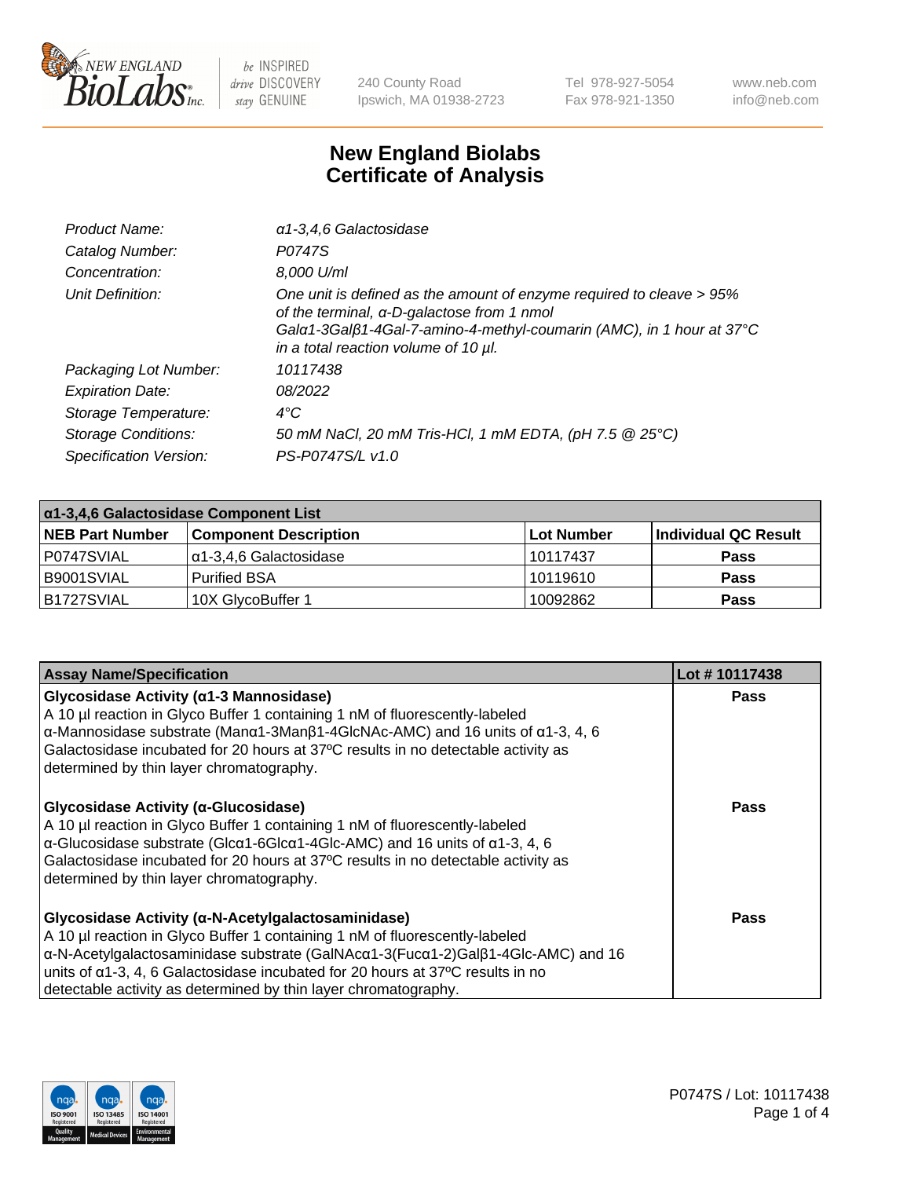# New England Biolabs Certificate of Analysis

| | |
|---|---|
| *Product Name:* | *α1-3,4,6 Galactosidase* |
| *Catalog Number:* | *P0747S* |
| *Concentration:* | *8,000 U/ml* |
| *Unit Definition:* | *One unit is defined as the amount of enzyme required to cleave > 95% of the terminal, α-D-galactose from 1 nmol Galα1-3Galβ1-4Gal-7-amino-4-methyl-coumarin (AMC), in 1 hour at 37°C in a total reaction volume of 10 µl.* |
| *Packaging Lot Number:* | *10117438* |
| *Expiration Date:* | *08/2022* |
| *Storage Temperature:* | *4°C* |
| *Storage Conditions:* | *50 mM NaCl, 20 mM Tris-HCl, 1 mM EDTA, (pH 7.5 @ 25°C)* |
| *Specification Version:* | *PS-P0747S/L v1.0* |

| α1-3,4,6 Galactosidase Component List | | | |
|---|---|---|---|
| **NEB Part Number** | **Component Description** | **Lot Number** | **Individual QC Result** |
| P0747SVIAL | α1-3,4,6 Galactosidase | 10117437 | Pass |
| B9001SVIAL | Purified BSA | 10119610 | Pass |
| B1727SVIAL | 10X GlycoBuffer 1 | 10092862 | Pass |

| Assay Name/Specification | Lot # 10117438 |
|---|---|
| **Glycosidase Activity (α1-3 Mannosidase)**<br>A 10 µl reaction in Glyco Buffer 1 containing 1 nM of fluorescently-labeled α-Mannosidase substrate (Manα1-3Manβ1-4GlcNAc-AMC) and 16 units of α1-3, 4, 6 Galactosidase incubated for 20 hours at 37ºC results in no detectable activity as determined by thin layer chromatography. | Pass |
| **Glycosidase Activity (α-Glucosidase)**<br>A 10 µl reaction in Glyco Buffer 1 containing 1 nM of fluorescently-labeled α-Glucosidase substrate (Glcα1-6Glcα1-4Glc-AMC) and 16 units of α1-3, 4, 6 Galactosidase incubated for 20 hours at 37ºC results in no detectable activity as determined by thin layer chromatography. | Pass |
| **Glycosidase Activity (α-N-Acetylgalactosaminidase)**<br>A 10 µl reaction in Glyco Buffer 1 containing 1 nM of fluorescently-labeled α-N-Acetylgalactosaminidase substrate (GalNAcα1-3(Fucα1-2)Galβ1-4Glc-AMC) and 16 units of α1-3, 4, 6 Galactosidase incubated for 20 hours at 37ºC results in no detectable activity as determined by thin layer chromatography. | Pass |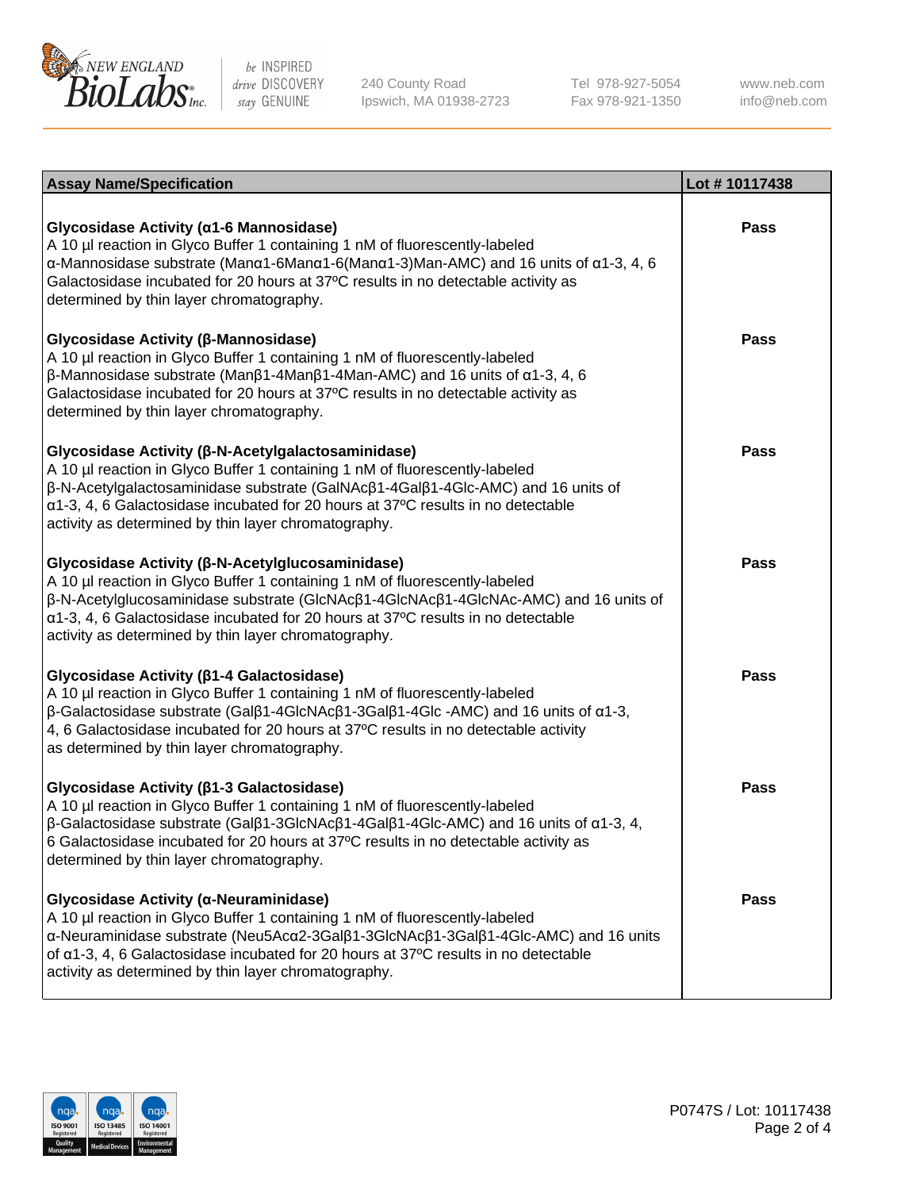| Assay Name/Specification | Lot # 10117438 |
|---|---|
| **Glycosidase Activity (α1-6 Mannosidase)**<br>A 10 µl reaction in Glyco Buffer 1 containing 1 nM of fluorescently-labeled α-Mannosidase substrate (Manα1-6Manα1-6(Manα1-3)Man-AMC) and 16 units of α1-3, 4, 6 Galactosidase incubated for 20 hours at 37ºC results in no detectable activity as determined by thin layer chromatography. | Pass |
| **Glycosidase Activity (β-Mannosidase)**<br>A 10 µl reaction in Glyco Buffer 1 containing 1 nM of fluorescently-labeled β-Mannosidase substrate (Manβ1-4Manβ1-4Man-AMC) and 16 units of α1-3, 4, 6 Galactosidase incubated for 20 hours at 37ºC results in no detectable activity as determined by thin layer chromatography. | Pass |
| **Glycosidase Activity (β-N-Acetylgalactosaminidase)**<br>A 10 µl reaction in Glyco Buffer 1 containing 1 nM of fluorescently-labeled β-N-Acetylgalactosaminidase substrate (GalNAcβ1-4Galβ1-4Glc-AMC) and 16 units of α1-3, 4, 6 Galactosidase incubated for 20 hours at 37ºC results in no detectable activity as determined by thin layer chromatography. | Pass |
| **Glycosidase Activity (β-N-Acetylglucosaminidase)**<br>A 10 µl reaction in Glyco Buffer 1 containing 1 nM of fluorescently-labeled β-N-Acetylglucosaminidase substrate (GlcNAcβ1-4GlcNAcβ1-4GlcNAc-AMC) and 16 units of α1-3, 4, 6 Galactosidase incubated for 20 hours at 37ºC results in no detectable activity as determined by thin layer chromatography. | Pass |
| **Glycosidase Activity (β1-4 Galactosidase)**<br>A 10 µl reaction in Glyco Buffer 1 containing 1 nM of fluorescently-labeled β-Galactosidase substrate (Galβ1-4GlcNAcβ1-3Galβ1-4Glc -AMC) and 16 units of α1-3, 4, 6 Galactosidase incubated for 20 hours at 37ºC results in no detectable activity as determined by thin layer chromatography. | Pass |
| **Glycosidase Activity (β1-3 Galactosidase)**<br>A 10 µl reaction in Glyco Buffer 1 containing 1 nM of fluorescently-labeled β-Galactosidase substrate (Galβ1-3GlcNAcβ1-4Galβ1-4Glc-AMC) and 16 units of α1-3, 4, 6 Galactosidase incubated for 20 hours at 37ºC results in no detectable activity as determined by thin layer chromatography. | Pass |
| **Glycosidase Activity (α-Neuraminidase)**<br>A 10 µl reaction in Glyco Buffer 1 containing 1 nM of fluorescently-labeled α-Neuraminidase substrate (Neu5Acα2-3Galβ1-3GlcNAcβ1-3Galβ1-4Glc-AMC) and 16 units of α1-3, 4, 6 Galactosidase incubated for 20 hours at 37ºC results in no detectable activity as determined by thin layer chromatography. | Pass |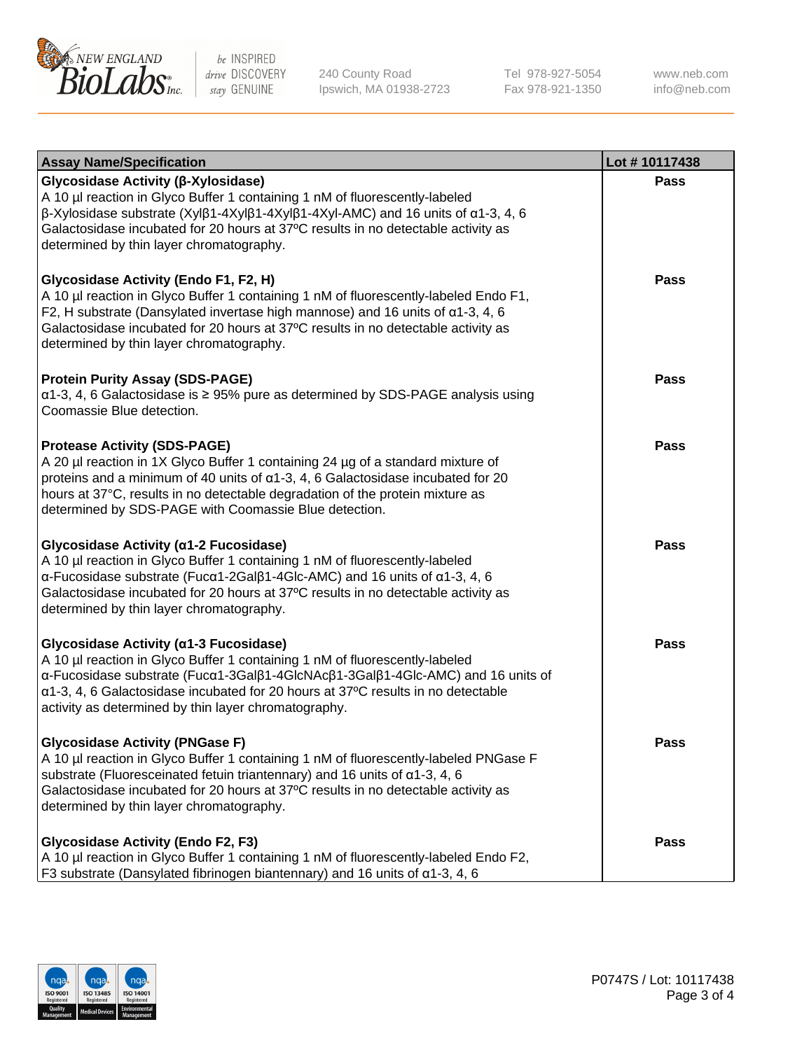| Assay Name/Specification | Lot # 10117438 |
|---|---|
| **Glycosidase Activity (β-Xylosidase)**<br>A 10 µl reaction in Glyco Buffer 1 containing 1 nM of fluorescently-labeled β-Xylosidase substrate (Xylβ1-4Xylβ1-4Xylβ1-4Xyl-AMC) and 16 units of α1-3, 4, 6 Galactosidase incubated for 20 hours at 37ºC results in no detectable activity as determined by thin layer chromatography. | Pass |
| **Glycosidase Activity (Endo F1, F2, H)**<br>A 10 µl reaction in Glyco Buffer 1 containing 1 nM of fluorescently-labeled Endo F1, F2, H substrate (Dansylated invertase high mannose) and 16 units of α1-3, 4, 6 Galactosidase incubated for 20 hours at 37ºC results in no detectable activity as determined by thin layer chromatography. | Pass |
| **Protein Purity Assay (SDS-PAGE)**<br>α1-3, 4, 6 Galactosidase is ≥ 95% pure as determined by SDS-PAGE analysis using Coomassie Blue detection. | Pass |
| **Protease Activity (SDS-PAGE)**<br>A 20 µl reaction in 1X Glyco Buffer 1 containing 24 µg of a standard mixture of proteins and a minimum of 40 units of α1-3, 4, 6 Galactosidase incubated for 20 hours at 37°C, results in no detectable degradation of the protein mixture as determined by SDS-PAGE with Coomassie Blue detection. | Pass |
| **Glycosidase Activity (α1-2 Fucosidase)**<br>A 10 µl reaction in Glyco Buffer 1 containing 1 nM of fluorescently-labeled α-Fucosidase substrate (Fucα1-2Galβ1-4Glc-AMC) and 16 units of α1-3, 4, 6 Galactosidase incubated for 20 hours at 37ºC results in no detectable activity as determined by thin layer chromatography. | Pass |
| **Glycosidase Activity (α1-3 Fucosidase)**<br>A 10 µl reaction in Glyco Buffer 1 containing 1 nM of fluorescently-labeled α-Fucosidase substrate (Fucα1-3Galβ1-4GlcNAcβ1-3Galβ1-4Glc-AMC) and 16 units of α1-3, 4, 6 Galactosidase incubated for 20 hours at 37ºC results in no detectable activity as determined by thin layer chromatography. | Pass |
| **Glycosidase Activity (PNGase F)**<br>A 10 µl reaction in Glyco Buffer 1 containing 1 nM of fluorescently-labeled PNGase F substrate (Fluoresceinated fetuin triantennary) and 16 units of α1-3, 4, 6 Galactosidase incubated for 20 hours at 37ºC results in no detectable activity as determined by thin layer chromatography. | Pass |
| **Glycosidase Activity (Endo F2, F3)**<br>A 10 µl reaction in Glyco Buffer 1 containing 1 nM of fluorescently-labeled Endo F2, F3 substrate (Dansylated fibrinogen biantennary) and 16 units of α1-3, 4, 6 | Pass |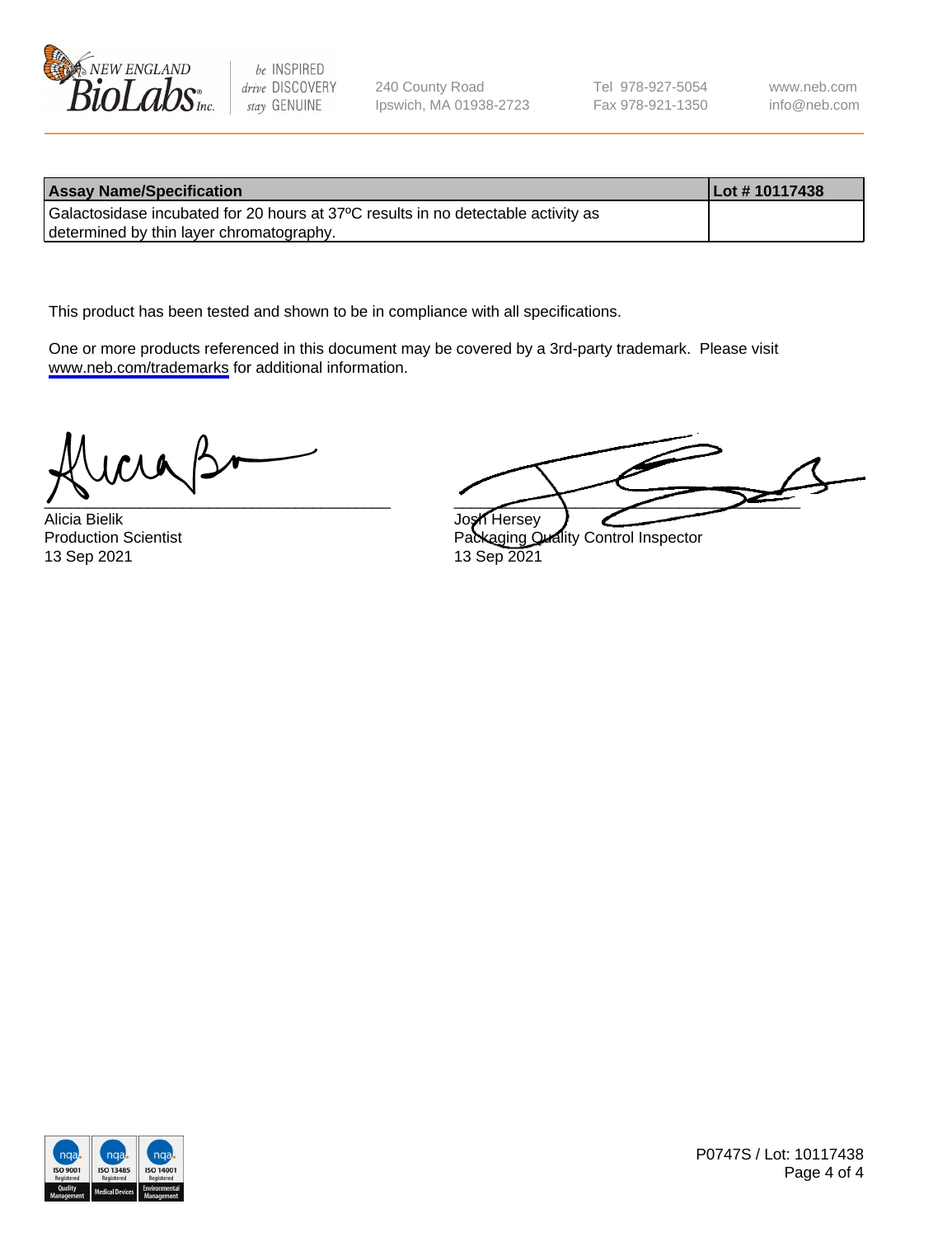| Assay Name/Specification | Lot # 10117438 |
| --- | --- |
| Galactosidase incubated for 20 hours at 37ºC results in no detectable activity as determined by thin layer chromatography. | |

This product has been tested and shown to be in compliance with all specifications.

One or more products referenced in this document may be covered by a 3rd-party trademark. Please visit www.neb.com/trademarks for additional information.

Alicia Bielik
Production Scientist
13 Sep 2021

Josh Hersey
Packaging Quality Control Inspector
13 Sep 2021

P0747S / Lot: 10117438